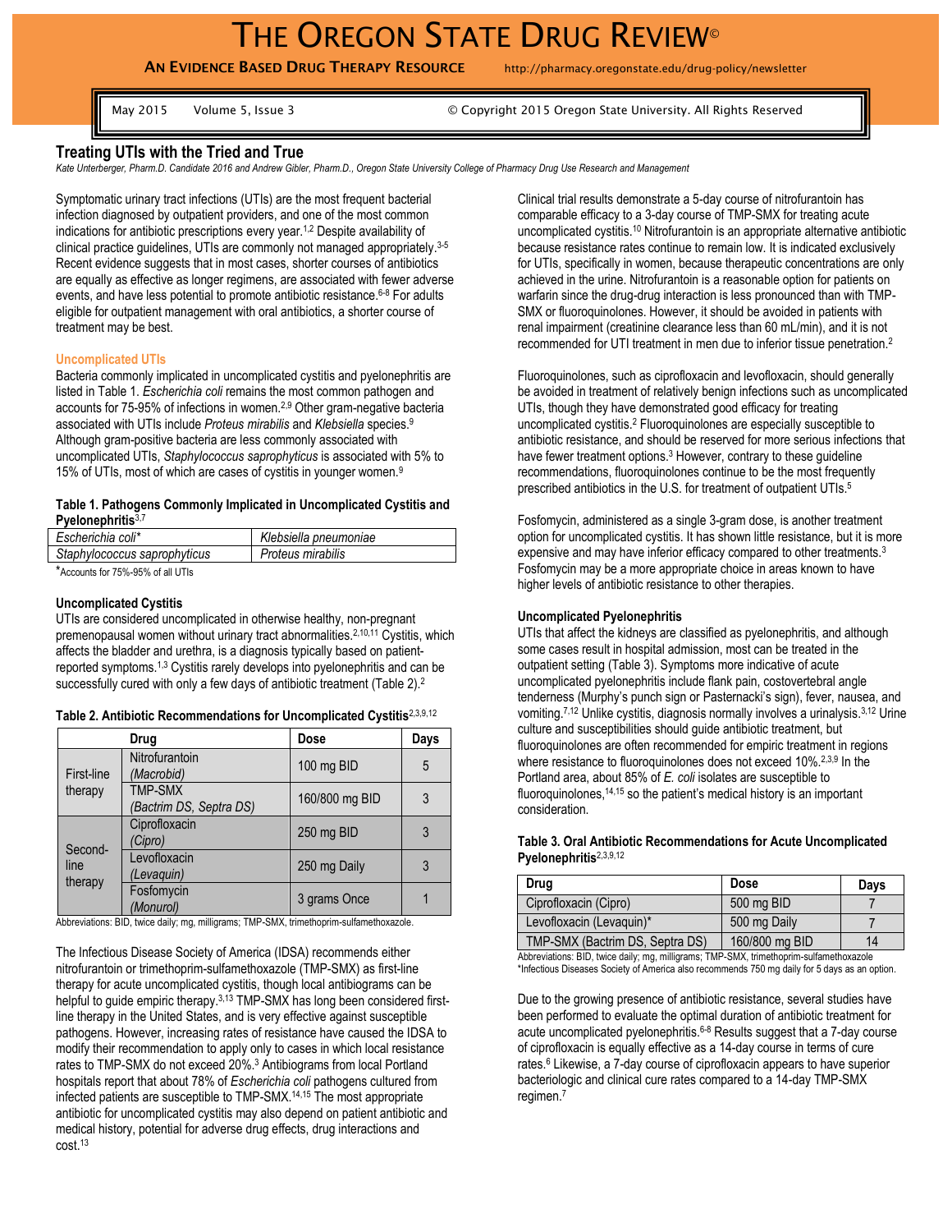# The Oregon State Drug Review©

**An Evidence Based Drug Therapy Resource** http://pharmacy.oregonstate.edu/drug-policy/newsletter

May 2015 Volume 5, Issue 3 © Copyright 2015 Oregon State University. All Rights Reserved

## Treating UTIs with the Tried and True

*Kate Unterberger, Pharm.D. Candidate 2016 and Andrew Gibler, Pharm.D., Oregon State University College of Pharmacy Drug Use Research and Management*

Symptomatic urinary tract infections (UTIs) are the most frequent bacterial infection diagnosed by outpatient providers, and one of the most common indications for antibiotic prescriptions every year.[1,2] Despite availability of clinical practice guidelines, UTIs are commonly not managed appropriately.[3-5] Recent evidence suggests that in most cases, shorter courses of antibiotics are equally as effective as longer regimens, are associated with fewer adverse events, and have less potential to promote antibiotic resistance.[6-8] For adults eligible for outpatient management with oral antibiotics, a shorter course of treatment may be best.

### Uncomplicated UTIs

Bacteria commonly implicated in uncomplicated cystitis and pyelonephritis are listed in Table 1. *Escherichia coli* remains the most common pathogen and accounts for 75-95% of infections in women.[2,9] Other gram-negative bacteria associated with UTIs include *Proteus mirabilis* and *Klebsiella* species.[9] Although gram-positive bacteria are less commonly associated with uncomplicated UTIs, *Staphylococcus saprophyticus* is associated with 5% to 15% of UTIs, most of which are cases of cystitis in younger women.[9]

**Table 1. Pathogens Commonly Implicated in Uncomplicated Cystitis and Pyelonephritis[3,7]**

| | |
|---|---|
| *Escherichia coli\** | *Klebsiella pneumoniae* |
| *Staphylococcus saprophyticus* | *Proteus mirabilis* |

\*Accounts for 75%-95% of all UTIs

### Uncomplicated Cystitis

UTIs are considered uncomplicated in otherwise healthy, non-pregnant premenopausal women without urinary tract abnormalities.[2,10,11] Cystitis, which affects the bladder and urethra, is a diagnosis typically based on patient-reported symptoms.[1,3] Cystitis rarely develops into pyelonephritis and can be successfully cured with only a few days of antibiotic treatment (Table 2).[2]

**Table 2. Antibiotic Recommendations for Uncomplicated Cystitis[2,3,9,12]**

| | Drug | Dose | Days |
|---|---|---|---|
| First-line therapy | Nitrofurantoin (*Macrobid*) | 100 mg BID | 5 |
| | TMP-SMX (*Bactrim DS, Septra DS*) | 160/800 mg BID | 3 |
| Second-line therapy | Ciprofloxacin (*Cipro*) | 250 mg BID | 3 |
| | Levofloxacin (*Levaquin*) | 250 mg Daily | 3 |
| | Fosfomycin (*Monurol*) | 3 grams Once | 1 |

Abbreviations: BID, twice daily; mg, milligrams; TMP-SMX, trimethoprim-sulfamethoxazole.

The Infectious Disease Society of America (IDSA) recommends either nitrofurantoin or trimethoprim-sulfamethoxazole (TMP-SMX) as first-line therapy for acute uncomplicated cystitis, though local antibiograms can be helpful to guide empiric therapy.[3,13] TMP-SMX has long been considered first-line therapy in the United States, and is very effective against susceptible pathogens. However, increasing rates of resistance have caused the IDSA to modify their recommendation to apply only to cases in which local resistance rates to TMP-SMX do not exceed 20%.[3] Antibiograms from local Portland hospitals report that about 78% of *Escherichia coli* pathogens cultured from infected patients are susceptible to TMP-SMX.[14,15] The most appropriate antibiotic for uncomplicated cystitis may also depend on patient antibiotic and medical history, potential for adverse drug effects, drug interactions and cost.[13]

Clinical trial results demonstrate a 5-day course of nitrofurantoin has comparable efficacy to a 3-day course of TMP-SMX for treating acute uncomplicated cystitis.[10] Nitrofurantoin is an appropriate alternative antibiotic because resistance rates continue to remain low. It is indicated exclusively for UTIs, specifically in women, because therapeutic concentrations are only achieved in the urine. Nitrofurantoin is a reasonable option for patients on warfarin since the drug-drug interaction is less pronounced than with TMP-SMX or fluoroquinolones. However, it should be avoided in patients with renal impairment (creatinine clearance less than 60 mL/min), and it is not recommended for UTI treatment in men due to inferior tissue penetration.[2]

Fluoroquinolones, such as ciprofloxacin and levofloxacin, should generally be avoided in treatment of relatively benign infections such as uncomplicated UTIs, though they have demonstrated good efficacy for treating uncomplicated cystitis.[2] Fluoroquinolones are especially susceptible to antibiotic resistance, and should be reserved for more serious infections that have fewer treatment options.[3] However, contrary to these guideline recommendations, fluoroquinolones continue to be the most frequently prescribed antibiotics in the U.S. for treatment of outpatient UTIs.[5]

Fosfomycin, administered as a single 3-gram dose, is another treatment option for uncomplicated cystitis. It has shown little resistance, but it is more expensive and may have inferior efficacy compared to other treatments.[3] Fosfomycin may be a more appropriate choice in areas known to have higher levels of antibiotic resistance to other therapies.

### Uncomplicated Pyelonephritis

UTIs that affect the kidneys are classified as pyelonephritis, and although some cases result in hospital admission, most can be treated in the outpatient setting (Table 3). Symptoms more indicative of acute uncomplicated pyelonephritis include flank pain, costovertebral angle tenderness (Murphy's punch sign or Pasternacki's sign), fever, nausea, and vomiting.[7,12] Unlike cystitis, diagnosis normally involves a urinalysis.[3,12] Urine culture and susceptibilities should guide antibiotic treatment, but fluoroquinolones are often recommended for empiric treatment in regions where resistance to fluoroquinolones does not exceed 10%.[2,3,9] In the Portland area, about 85% of *E. coli* isolates are susceptible to fluoroquinolones,[14,15] so the patient's medical history is an important consideration.

**Table 3. Oral Antibiotic Recommendations for Acute Uncomplicated Pyelonephritis[2,3,9,12]**

| Drug | Dose | Days |
|---|---|---|
| Ciprofloxacin (Cipro) | 500 mg BID | 7 |
| Levofloxacin (Levaquin)* | 500 mg Daily | 7 |
| TMP-SMX (Bactrim DS, Septra DS) | 160/800 mg BID | 14 |

Abbreviations: BID, twice daily; mg, milligrams; TMP-SMX, trimethoprim-sulfamethoxazole
*Infectious Diseases Society of America also recommends 750 mg daily for 5 days as an option.

Due to the growing presence of antibiotic resistance, several studies have been performed to evaluate the optimal duration of antibiotic treatment for acute uncomplicated pyelonephritis.[6-8] Results suggest that a 7-day course of ciprofloxacin is equally as effective as a 14-day course in terms of cure rates.[6] Likewise, a 7-day course of ciprofloxacin appears to have superior bacteriologic and clinical cure rates compared to a 14-day TMP-SMX regimen.[7]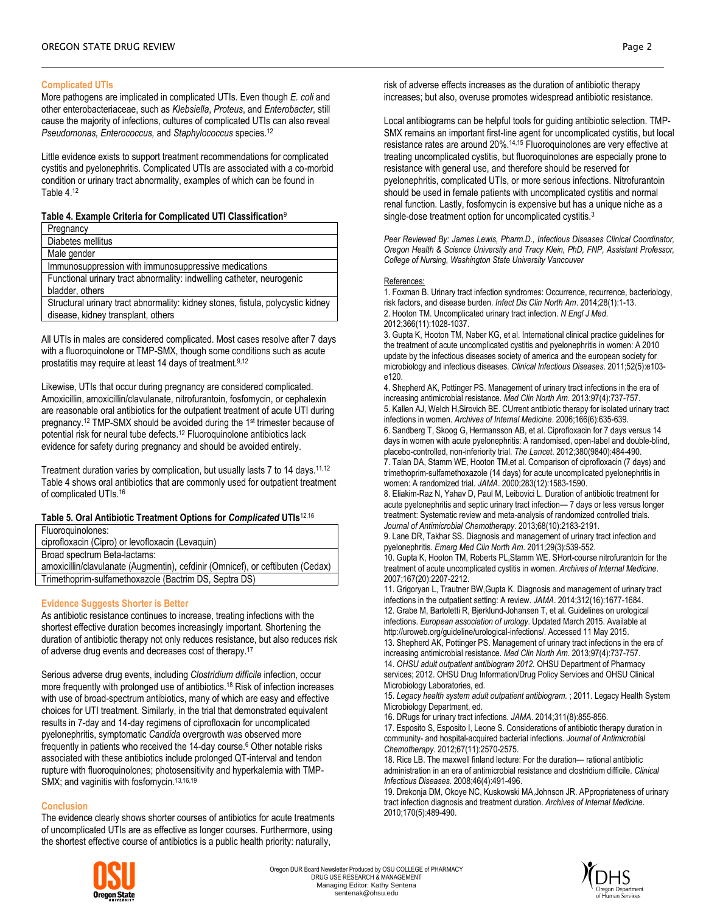### Complicated UTIs

More pathogens are implicated in complicated UTIs. Even though *E. coli* and other enterobacteriaceae, such as *Klebsiella*, *Proteus*, and *Enterobacter*, still cause the majority of infections, cultures of complicated UTIs can also reveal *Pseudomonas, Enterococcus,* and *Staphylococcus* species.[12]

Little evidence exists to support treatment recommendations for complicated cystitis and pyelonephritis. Complicated UTIs are associated with a co-morbid condition or urinary tract abnormality, examples of which can be found in Table 4.[12]

**Table 4. Example Criteria for Complicated UTI Classification**[9]

| |
|---|
| Pregnancy |
| Diabetes mellitus |
| Male gender |
| Immunosuppression with immunosuppressive medications |
| Functional urinary tract abnormality: indwelling catheter, neurogenic bladder, others |
| Structural urinary tract abnormality: kidney stones, fistula, polycystic kidney disease, kidney transplant, others |

All UTIs in males are considered complicated. Most cases resolve after 7 days with a fluoroquinolone or TMP-SMX, though some conditions such as acute prostatitis may require at least 14 days of treatment.[9,12]

Likewise, UTIs that occur during pregnancy are considered complicated. Amoxicillin, amoxicillin/clavulanate, nitrofurantoin, fosfomycin, or cephalexin are reasonable oral antibiotics for the outpatient treatment of acute UTI during pregnancy.[12] TMP-SMX should be avoided during the 1st trimester because of potential risk for neural tube defects.[12] Fluoroquinolone antibiotics lack evidence for safety during pregnancy and should be avoided entirely.

Treatment duration varies by complication, but usually lasts 7 to 14 days.[11,12] Table 4 shows oral antibiotics that are commonly used for outpatient treatment of complicated UTIs.[16]

**Table 5. Oral Antibiotic Treatment Options for *Complicated* UTIs**[12,16]

| |
|---|
| Fluoroquinolones: ciprofloxacin (Cipro) or levofloxacin (Levaquin) |
| Broad spectrum Beta-lactams: amoxicillin/clavulanate (Augmentin), cefdinir (Omnicef), or ceftibuten (Cedax) |
| Trimethoprim-sulfamethoxazole (Bactrim DS, Septra DS) |

### Evidence Suggests Shorter is Better

As antibiotic resistance continues to increase, treating infections with the shortest effective duration becomes increasingly important. Shortening the duration of antibiotic therapy not only reduces resistance, but also reduces risk of adverse drug events and decreases cost of therapy.[17]

Serious adverse drug events, including *Clostridium difficile* infection, occur more frequently with prolonged use of antibiotics.[18] Risk of infection increases with use of broad-spectrum antibiotics, many of which are easy and effective choices for UTI treatment. Similarly, in the trial that demonstrated equivalent results in 7-day and 14-day regimens of ciprofloxacin for uncomplicated pyelonephritis, symptomatic *Candida* overgrowth was observed more frequently in patients who received the 14-day course.[6] Other notable risks associated with these antibiotics include prolonged QT-interval and tendon rupture with fluoroquinolones; photosensitivity and hyperkalemia with TMP-SMX; and vaginitis with fosfomycin.[13,16,19]

### Conclusion

The evidence clearly shows shorter courses of antibiotics for acute treatments of uncomplicated UTIs are as effective as longer courses. Furthermore, using the shortest effective course of antibiotics is a public health priority: naturally, risk of adverse effects increases as the duration of antibiotic therapy increases; but also, overuse promotes widespread antibiotic resistance.

Local antibiograms can be helpful tools for guiding antibiotic selection. TMP-SMX remains an important first-line agent for uncomplicated cystitis, but local resistance rates are around 20%.[14,15] Fluoroquinolones are very effective at treating uncomplicated cystitis, but fluoroquinolones are especially prone to resistance with general use, and therefore should be reserved for pyelonephritis, complicated UTIs, or more serious infections. Nitrofurantoin should be used in female patients with uncomplicated cystitis and normal renal function. Lastly, fosfomycin is expensive but has a unique niche as a single-dose treatment option for uncomplicated cystitis.[3]

*Peer Reviewed By: James Lewis, Pharm.D., Infectious Diseases Clinical Coordinator, Oregon Health & Science University and Tracy Klein, PhD, FNP, Assistant Professor, College of Nursing, Washington State University Vancouver*

References:

1. Foxman B. Urinary tract infection syndromes: Occurrence, recurrence, bacteriology, risk factors, and disease burden. *Infect Dis Clin North Am*. 2014;28(1):1-13.
2. Hooton TM. Uncomplicated urinary tract infection. *N Engl J Med*. 2012;366(11):1028-1037.
3. Gupta K, Hooton TM, Naber KG, et al. International clinical practice guidelines for the treatment of acute uncomplicated cystitis and pyelonephritis in women: A 2010 update by the infectious diseases society of america and the european society for microbiology and infectious diseases. *Clinical Infectious Diseases*. 2011;52(5):e103-e120.
4. Shepherd AK, Pottinger PS. Management of urinary tract infections in the era of increasing antimicrobial resistance. *Med Clin North Am*. 2013;97(4):737-757.
5. Kallen AJ, Welch H,Sirovich BE. CUrrent antibiotic therapy for isolated urinary tract infections in women. *Archives of Internal Medicine*. 2006;166(6):635-639.
6. Sandberg T, Skoog G, Hermansson AB, et al. Ciprofloxacin for 7 days versus 14 days in women with acute pyelonephritis: A randomised, open-label and double-blind, placebo-controlled, non-inferiority trial. *The Lancet*. 2012;380(9840):484-490.
7. Talan DA, Stamm WE, Hooton TM,et al. Comparison of ciprofloxacin (7 days) and trimethoprim-sulfamethoxazole (14 days) for acute uncomplicated pyelonephritis in women: A randomized trial. *JAMA*. 2000;283(12):1583-1590.
8. Eliakim-Raz N, Yahav D, Paul M, Leibovici L. Duration of antibiotic treatment for acute pyelonephritis and septic urinary tract infection— 7 days or less versus longer treatment: Systematic review and meta-analysis of randomized controlled trials. *Journal of Antimicrobial Chemotherapy*. 2013;68(10):2183-2191.
9. Lane DR, Takhar SS. Diagnosis and management of urinary tract infection and pyelonephritis. *Emerg Med Clin North Am*. 2011;29(3):539-552.
10. Gupta K, Hooton TM, Roberts PL,Stamm WE. SHort-course nitrofurantoin for the treatment of acute uncomplicated cystitis in women. *Archives of Internal Medicine*. 2007;167(20):2207-2212.
11. Grigoryan L, Trautner BW,Gupta K. Diagnosis and management of urinary tract infections in the outpatient setting: A review. *JAMA*. 2014;312(16):1677-1684.
12. Grabe M, Bartoletti R, Bjerklund-Johansen T, et al. Guidelines on urological infections. *European association of urology*. Updated March 2015. Available at http://uroweb.org/guideline/urological-infections/. Accessed 11 May 2015.
13. Shepherd AK, Pottinger PS. Management of urinary tract infections in the era of increasing antimicrobial resistance. *Med Clin North Am*. 2013;97(4):737-757.
14. *OHSU adult outpatient antibiogram 2012.* OHSU Department of Pharmacy services; 2012. OHSU Drug Information/Drug Policy Services and OHSU Clinical Microbiology Laboratories, ed.
15. *Legacy health system adult outpatient antibiogram.* ; 2011. Legacy Health System Microbiology Department, ed.
16. DRugs for urinary tract infections. *JAMA*. 2014;311(8):855-856.
17. Esposito S, Esposito I, Leone S. Considerations of antibiotic therapy duration in community- and hospital-acquired bacterial infections. *Journal of Antimicrobial Chemotherapy*. 2012;67(11):2570-2575.
18. Rice LB. The maxwell finland lecture: For the duration— rational antibiotic administration in an era of antimicrobial resistance and clostridium difficile. *Clinical Infectious Diseases*. 2008;46(4):491-496.
19. Drekonja DM, Okoye NC, Kuskowski MA,Johnson JR. APpropriateness of urinary tract infection diagnosis and treatment duration. *Archives of Internal Medicine*. 2010;170(5):489-490.

Oregon DUR Board Newsletter Produced by OSU COLLEGE of PHARMACY
DRUG USE RESEARCH & MANAGEMENT
Managing Editor: Kathy Sentena
sentenak@ohsu.edu